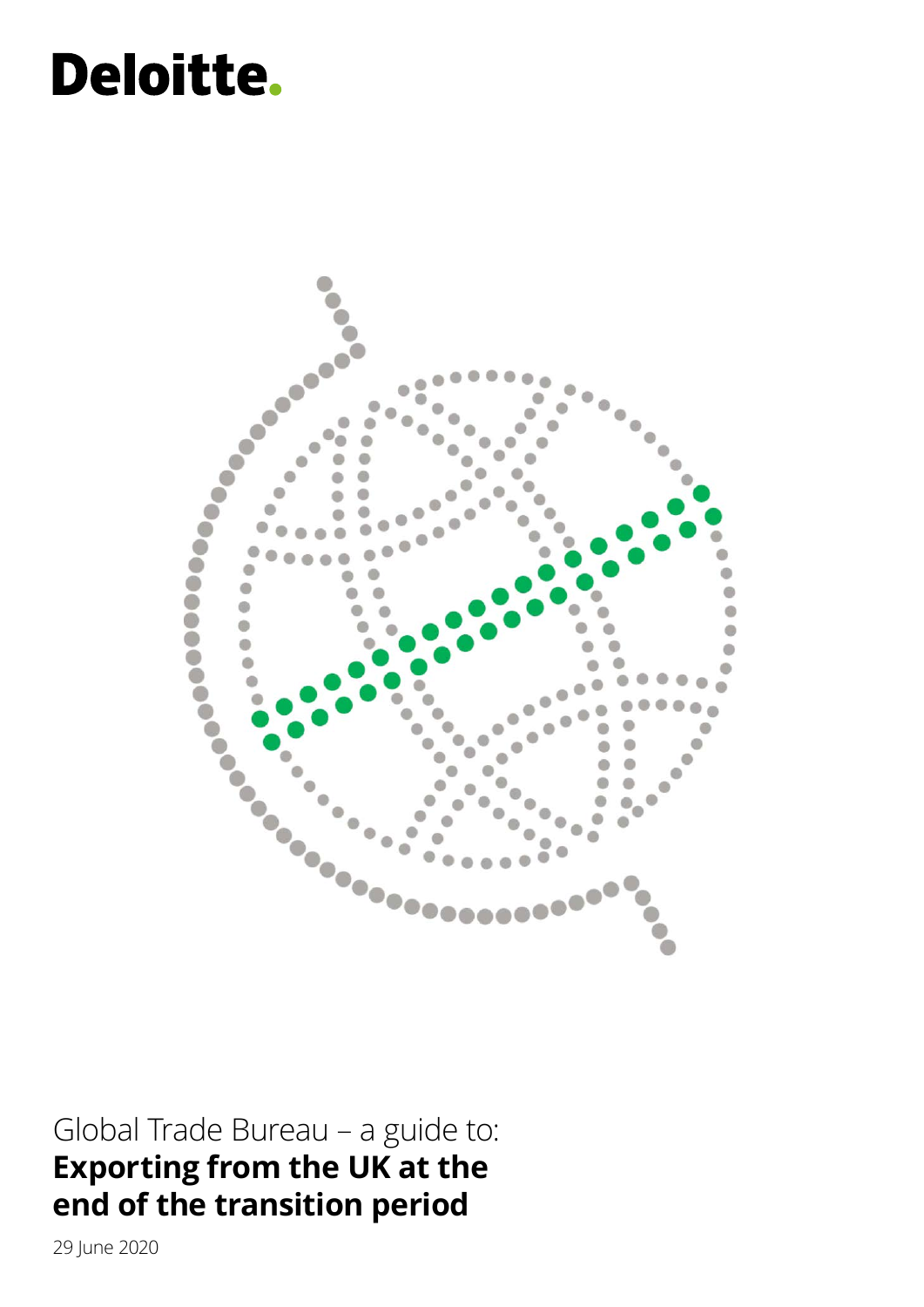Deloitte.

Global Trade Bureau – a guide to:

# Exporting from the UK at the end of the transition period

29 June 2020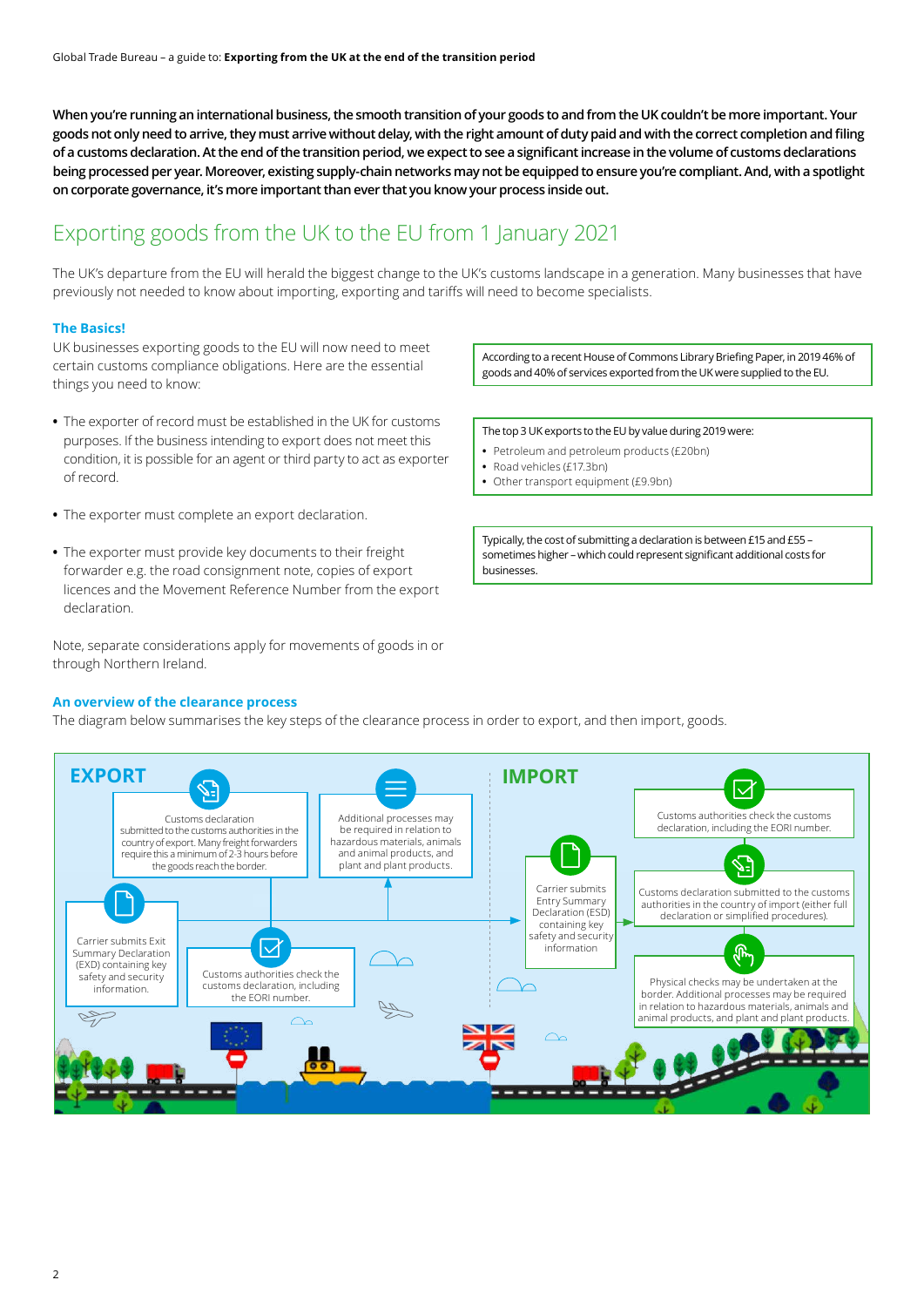**When you're running an international business, the smooth transition of your goods to and from the UK couldn't be more important. Your goods not only need to arrive, they must arrive without delay, with the right amount of duty paid and with the correct completion and filing of a customs declaration. At the end of the transition period, we expect to see a significant increase in the volume of customs declarations being processed per year. Moreover, existing supply-chain networks may not be equipped to ensure you're compliant. And, with a spotlight on corporate governance, it's more important than ever that you know your process inside out.**

## Exporting goods from the UK to the EU from 1 January 2021

The UK's departure from the EU will herald the biggest change to the UK's customs landscape in a generation. Many businesses that have previously not needed to know about importing, exporting and tariffs will need to become specialists.

### The Basics!

UK businesses exporting goods to the EU will now need to meet certain customs compliance obligations. Here are the essential things you need to know:

- The exporter of record must be established in the UK for customs purposes. If the business intending to export does not meet this condition, it is possible for an agent or third party to act as exporter of record.
- The exporter must complete an export declaration.
- The exporter must provide key documents to their freight forwarder e.g. the road consignment note, copies of export licences and the Movement Reference Number from the export declaration.

Note, separate considerations apply for movements of goods in or through Northern Ireland.

According to a recent House of Commons Library Briefing Paper, in 2019 46% of goods and 40% of services exported from the UK were supplied to the EU.

The top 3 UK exports to the EU by value during 2019 were:

- Petroleum and petroleum products (£20bn)
- Road vehicles (£17.3bn)
- Other transport equipment (£9.9bn)

Typically, the cost of submitting a declaration is between £15 and £55 – sometimes higher – which could represent significant additional costs for businesses.

### An overview of the clearance process

The diagram below summarises the key steps of the clearance process in order to export, and then import, goods.

**EXPORT**

- Carrier submits Exit Summary Declaration (EXD) containing key safety and security information.
- Customs declaration submitted to the customs authorities in the country of export. Many freight forwarders require this a minimum of 2-3 hours before the goods reach the border.
- Customs authorities check the customs declaration, including the EORI number.
- Additional processes may be required in relation to hazardous materials, animals and animal products, and plant and plant products.

**IMPORT**

- Carrier submits Entry Summary Declaration (ESD) containing key safety and security information
- Customs declaration submitted to the customs authorities in the country of import (either full declaration or simplified procedures).
- Customs authorities check the customs declaration, including the EORI number.
- Physical checks may be undertaken at the border. Additional processes may be required in relation to hazardous materials, animals and animal products, and plant and plant products.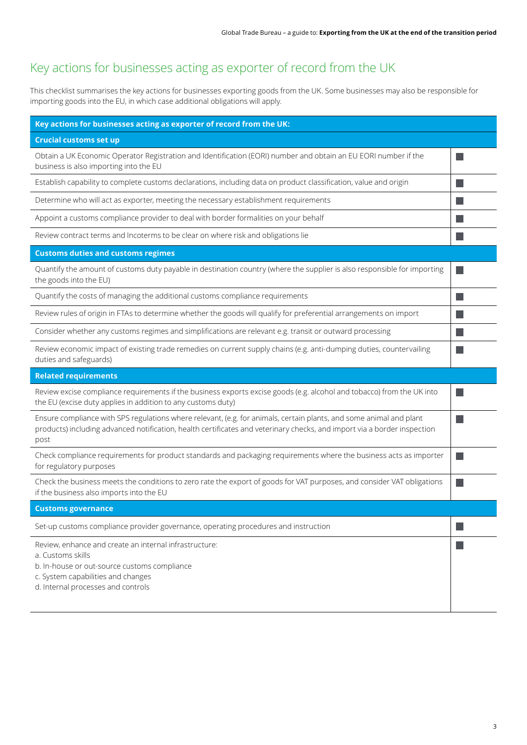# Key actions for businesses acting as exporter of record from the UK

This checklist summarises the key actions for businesses exporting goods from the UK. Some businesses may also be responsible for importing goods into the EU, in which case additional obligations will apply.

| Key actions for businesses acting as exporter of record from the UK: | |
|---|---|
| **Crucial customs set up** | |
| Obtain a UK Economic Operator Registration and Identification (EORI) number and obtain an EU EORI number if the business is also importing into the EU | ☐ |
| Establish capability to complete customs declarations, including data on product classification, value and origin | ☐ |
| Determine who will act as exporter, meeting the necessary establishment requirements | ☐ |
| Appoint a customs compliance provider to deal with border formalities on your behalf | ☐ |
| Review contract terms and Incoterms to be clear on where risk and obligations lie | ☐ |
| **Customs duties and customs regimes** | |
| Quantify the amount of customs duty payable in destination country (where the supplier is also responsible for importing the goods into the EU) | ☐ |
| Quantify the costs of managing the additional customs compliance requirements | ☐ |
| Review rules of origin in FTAs to determine whether the goods will qualify for preferential arrangements on import | ☐ |
| Consider whether any customs regimes and simplifications are relevant e.g. transit or outward processing | ☐ |
| Review economic impact of existing trade remedies on current supply chains (e.g. anti-dumping duties, countervailing duties and safeguards) | ☐ |
| **Related requirements** | |
| Review excise compliance requirements if the business exports excise goods (e.g. alcohol and tobacco) from the UK into the EU (excise duty applies in addition to any customs duty) | ☐ |
| Ensure compliance with SPS regulations where relevant, (e.g. for animals, certain plants, and some animal and plant products) including advanced notification, health certificates and veterinary checks, and import via a border inspection post | ☐ |
| Check compliance requirements for product standards and packaging requirements where the business acts as importer for regulatory purposes | ☐ |
| Check the business meets the conditions to zero rate the export of goods for VAT purposes, and consider VAT obligations if the business also imports into the EU | ☐ |
| **Customs governance** | |
| Set-up customs compliance provider governance, operating procedures and instruction | ☐ |
| Review, enhance and create an internal infrastructure:<br>a. Customs skills<br>b. In-house or out-source customs compliance<br>c. System capabilities and changes<br>d. Internal processes and controls | ☐ |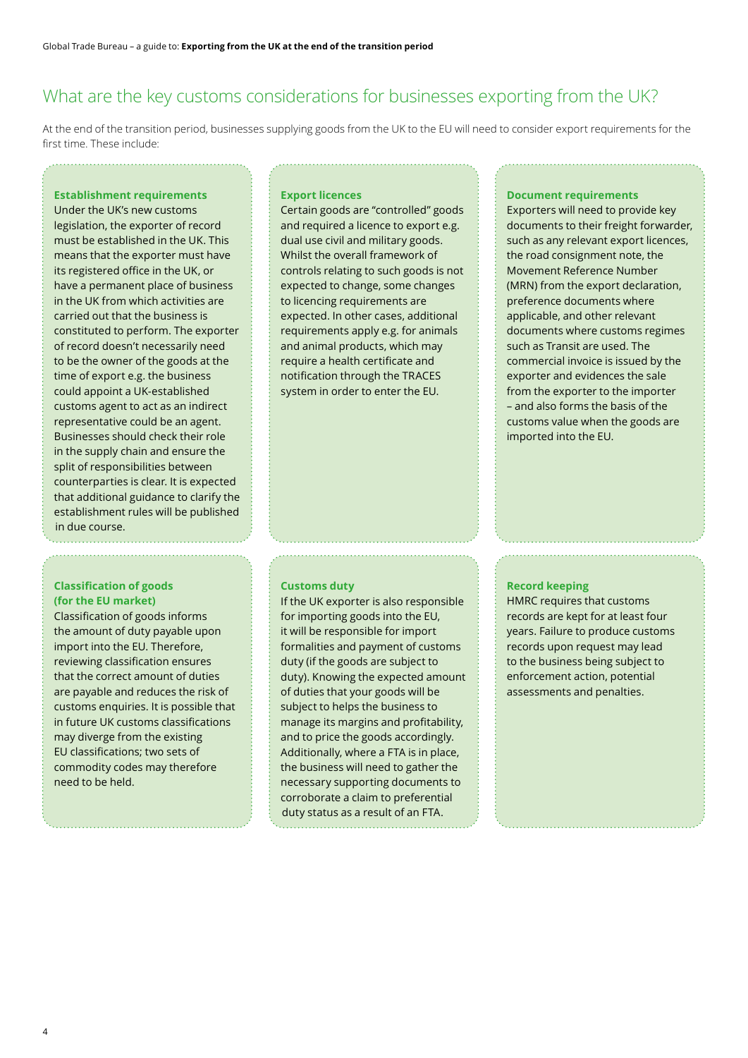## What are the key customs considerations for businesses exporting from the UK?

At the end of the transition period, businesses supplying goods from the UK to the EU will need to consider export requirements for the first time. These include:

### Establishment requirements

Under the UK's new customs legislation, the exporter of record must be established in the UK. This means that the exporter must have its registered office in the UK, or have a permanent place of business in the UK from which activities are carried out that the business is constituted to perform. The exporter of record doesn't necessarily need to be the owner of the goods at the time of export e.g. the business could appoint a UK-established customs agent to act as an indirect representative could be an agent. Businesses should check their role in the supply chain and ensure the split of responsibilities between counterparties is clear. It is expected that additional guidance to clarify the establishment rules will be published in due course.

### Export licences

Certain goods are "controlled" goods and required a licence to export e.g. dual use civil and military goods. Whilst the overall framework of controls relating to such goods is not expected to change, some changes to licencing requirements are expected. In other cases, additional requirements apply e.g. for animals and animal products, which may require a health certificate and notification through the TRACES system in order to enter the EU.

### Document requirements

Exporters will need to provide key documents to their freight forwarder, such as any relevant export licences, the road consignment note, the Movement Reference Number (MRN) from the export declaration, preference documents where applicable, and other relevant documents where customs regimes such as Transit are used. The commercial invoice is issued by the exporter and evidences the sale from the exporter to the importer – and also forms the basis of the customs value when the goods are imported into the EU.

### Classification of goods (for the EU market)

Classification of goods informs the amount of duty payable upon import into the EU. Therefore, reviewing classification ensures that the correct amount of duties are payable and reduces the risk of customs enquiries. It is possible that in future UK customs classifications may diverge from the existing EU classifications; two sets of commodity codes may therefore need to be held.

### Customs duty

If the UK exporter is also responsible for importing goods into the EU, it will be responsible for import formalities and payment of customs duty (if the goods are subject to duty). Knowing the expected amount of duties that your goods will be subject to helps the business to manage its margins and profitability, and to price the goods accordingly. Additionally, where a FTA is in place, the business will need to gather the necessary supporting documents to corroborate a claim to preferential duty status as a result of an FTA.

### Record keeping

HMRC requires that customs records are kept for at least four years. Failure to produce customs records upon request may lead to the business being subject to enforcement action, potential assessments and penalties.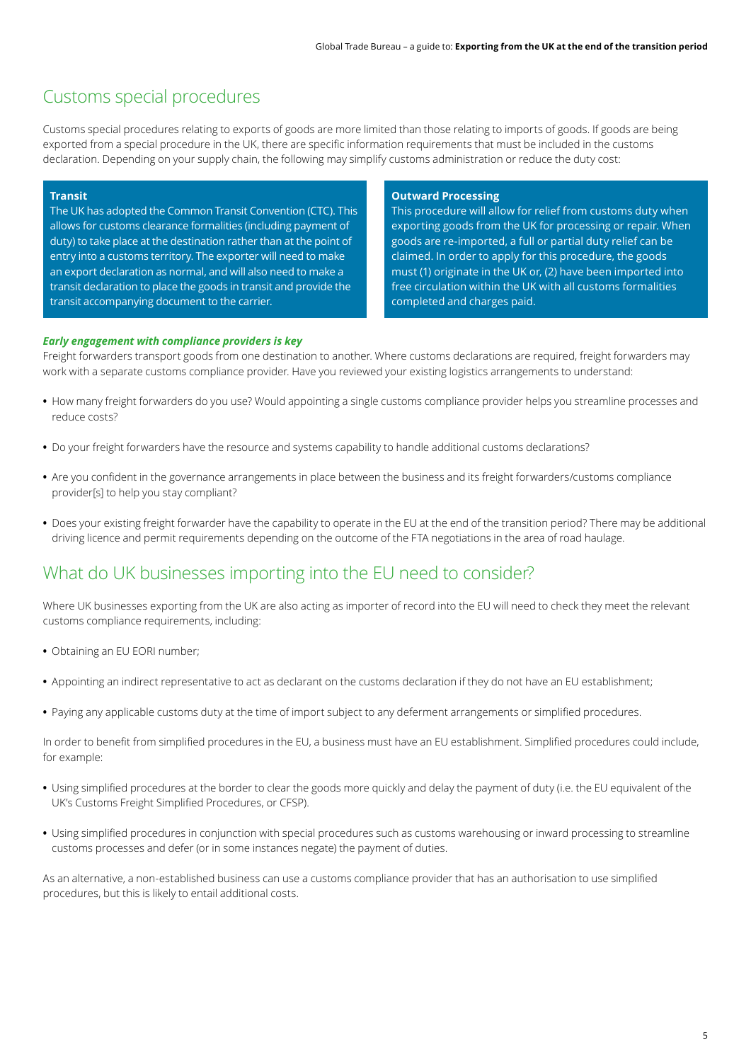## Customs special procedures

Customs special procedures relating to exports of goods are more limited than those relating to imports of goods. If goods are being exported from a special procedure in the UK, there are specific information requirements that must be included in the customs declaration. Depending on your supply chain, the following may simplify customs administration or reduce the duty cost:

**Transit**
The UK has adopted the Common Transit Convention (CTC). This allows for customs clearance formalities (including payment of duty) to take place at the destination rather than at the point of entry into a customs territory. The exporter will need to make an export declaration as normal, and will also need to make a transit declaration to place the goods in transit and provide the transit accompanying document to the carrier.

**Outward Processing**
This procedure will allow for relief from customs duty when exporting goods from the UK for processing or repair. When goods are re-imported, a full or partial duty relief can be claimed. In order to apply for this procedure, the goods must (1) originate in the UK or, (2) have been imported into free circulation within the UK with all customs formalities completed and charges paid.

***Early engagement with compliance providers is key***

Freight forwarders transport goods from one destination to another. Where customs declarations are required, freight forwarders may work with a separate customs compliance provider. Have you reviewed your existing logistics arrangements to understand:

- How many freight forwarders do you use? Would appointing a single customs compliance provider helps you streamline processes and reduce costs?
- Do your freight forwarders have the resource and systems capability to handle additional customs declarations?
- Are you confident in the governance arrangements in place between the business and its freight forwarders/customs compliance provider[s] to help you stay compliant?
- Does your existing freight forwarder have the capability to operate in the EU at the end of the transition period? There may be additional driving licence and permit requirements depending on the outcome of the FTA negotiations in the area of road haulage.

## What do UK businesses importing into the EU need to consider?

Where UK businesses exporting from the UK are also acting as importer of record into the EU will need to check they meet the relevant customs compliance requirements, including:

- Obtaining an EU EORI number;
- Appointing an indirect representative to act as declarant on the customs declaration if they do not have an EU establishment;
- Paying any applicable customs duty at the time of import subject to any deferment arrangements or simplified procedures.

In order to benefit from simplified procedures in the EU, a business must have an EU establishment. Simplified procedures could include, for example:

- Using simplified procedures at the border to clear the goods more quickly and delay the payment of duty (i.e. the EU equivalent of the UK's Customs Freight Simplified Procedures, or CFSP).
- Using simplified procedures in conjunction with special procedures such as customs warehousing or inward processing to streamline customs processes and defer (or in some instances negate) the payment of duties.

As an alternative, a non-established business can use a customs compliance provider that has an authorisation to use simplified procedures, but this is likely to entail additional costs.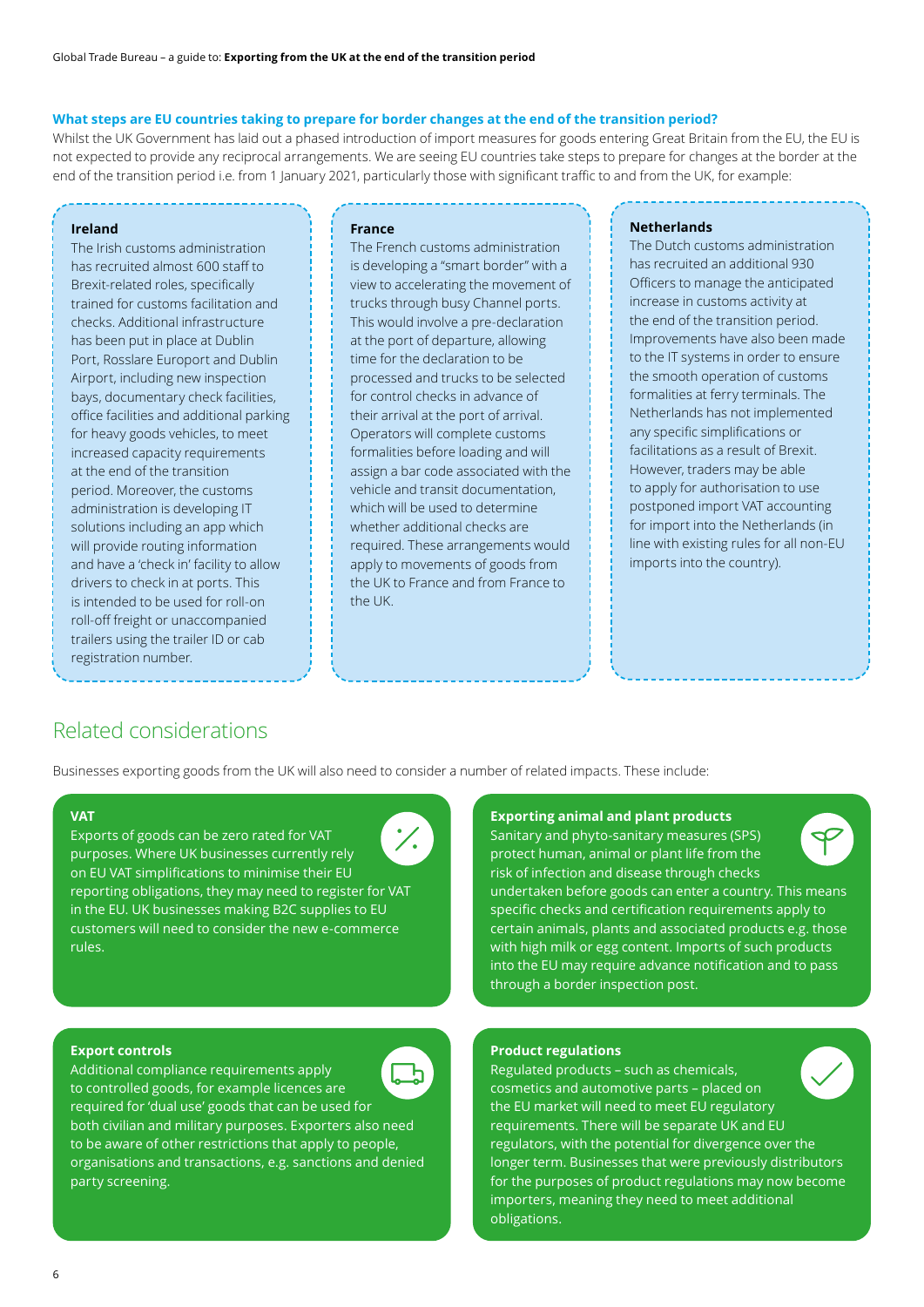**What steps are EU countries taking to prepare for border changes at the end of the transition period?**

Whilst the UK Government has laid out a phased introduction of import measures for goods entering Great Britain from the EU, the EU is not expected to provide any reciprocal arrangements. We are seeing EU countries take steps to prepare for changes at the border at the end of the transition period i.e. from 1 January 2021, particularly those with significant traffic to and from the UK, for example:

**Ireland**

The Irish customs administration has recruited almost 600 staff to Brexit-related roles, specifically trained for customs facilitation and checks. Additional infrastructure has been put in place at Dublin Port, Rosslare Europort and Dublin Airport, including new inspection bays, documentary check facilities, office facilities and additional parking for heavy goods vehicles, to meet increased capacity requirements at the end of the transition period. Moreover, the customs administration is developing IT solutions including an app which will provide routing information and have a 'check in' facility to allow drivers to check in at ports. This is intended to be used for roll-on roll-off freight or unaccompanied trailers using the trailer ID or cab registration number.

**France**

The French customs administration is developing a "smart border" with a view to accelerating the movement of trucks through busy Channel ports. This would involve a pre-declaration at the port of departure, allowing time for the declaration to be processed and trucks to be selected for control checks in advance of their arrival at the port of arrival. Operators will complete customs formalities before loading and will assign a bar code associated with the vehicle and transit documentation, which will be used to determine whether additional checks are required. These arrangements would apply to movements of goods from the UK to France and from France to the UK.

**Netherlands**

The Dutch customs administration has recruited an additional 930 Officers to manage the anticipated increase in customs activity at the end of the transition period. Improvements have also been made to the IT systems in order to ensure the smooth operation of customs formalities at ferry terminals. The Netherlands has not implemented any specific simplifications or facilitations as a result of Brexit. However, traders may be able to apply for authorisation to use postponed import VAT accounting for import into the Netherlands (in line with existing rules for all non-EU imports into the country).

## Related considerations

Businesses exporting goods from the UK will also need to consider a number of related impacts. These include:

**VAT**

Exports of goods can be zero rated for VAT purposes. Where UK businesses currently rely on EU VAT simplifications to minimise their EU reporting obligations, they may need to register for VAT in the EU. UK businesses making B2C supplies to EU customers will need to consider the new e-commerce rules.

**Exporting animal and plant products**

Sanitary and phyto-sanitary measures (SPS) protect human, animal or plant life from the risk of infection and disease through checks undertaken before goods can enter a country. This means specific checks and certification requirements apply to certain animals, plants and associated products e.g. those with high milk or egg content. Imports of such products into the EU may require advance notification and to pass through a border inspection post.

**Export controls**

Additional compliance requirements apply to controlled goods, for example licences are required for 'dual use' goods that can be used for both civilian and military purposes. Exporters also need to be aware of other restrictions that apply to people, organisations and transactions, e.g. sanctions and denied party screening.

**Product regulations**

Regulated products – such as chemicals, cosmetics and automotive parts – placed on the EU market will need to meet EU regulatory requirements. There will be separate UK and EU regulators, with the potential for divergence over the longer term. Businesses that were previously distributors for the purposes of product regulations may now become importers, meaning they need to meet additional obligations.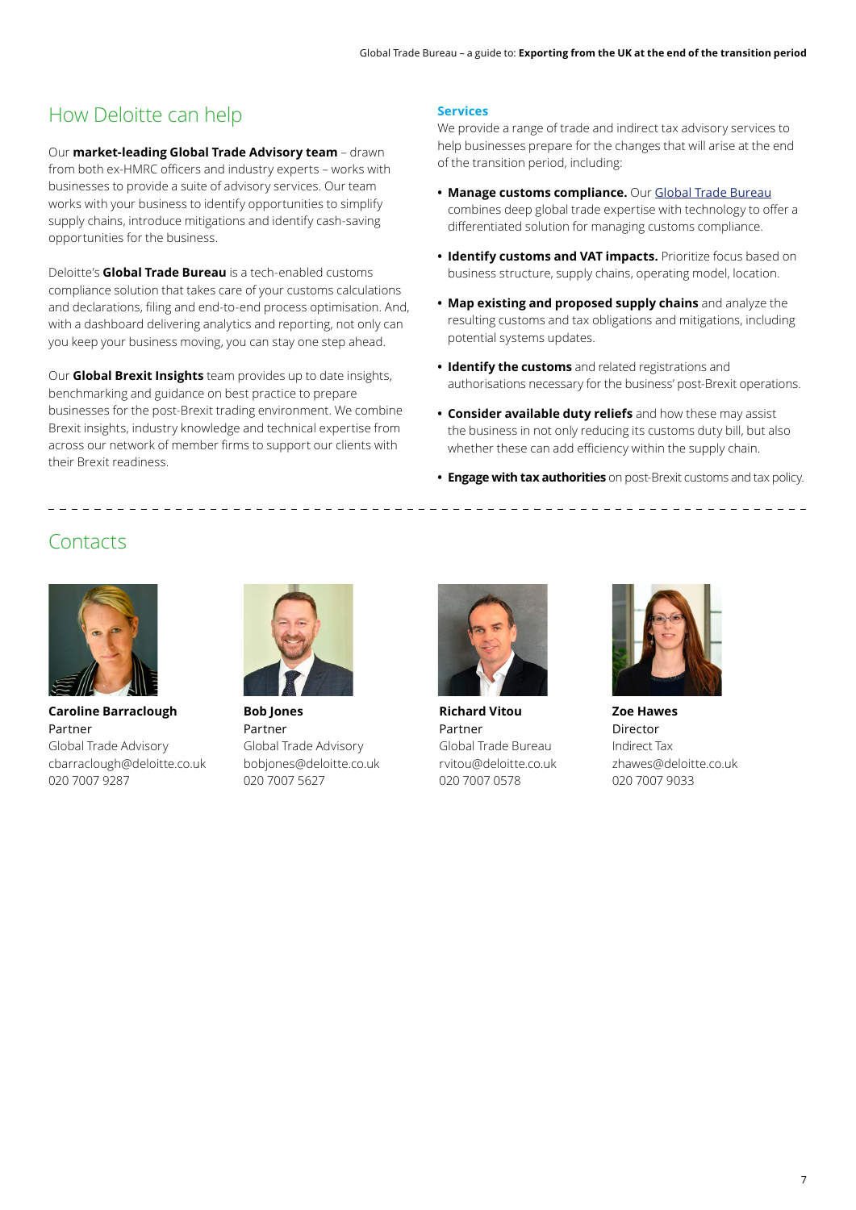## How Deloitte can help

Our **market-leading Global Trade Advisory team** – drawn from both ex-HMRC officers and industry experts – works with businesses to provide a suite of advisory services. Our team works with your business to identify opportunities to simplify supply chains, introduce mitigations and identify cash-saving opportunities for the business.

Deloitte's **Global Trade Bureau** is a tech-enabled customs compliance solution that takes care of your customs calculations and declarations, filing and end-to-end process optimisation. And, with a dashboard delivering analytics and reporting, not only can you keep your business moving, you can stay one step ahead.

Our **Global Brexit Insights** team provides up to date insights, benchmarking and guidance on best practice to prepare businesses for the post-Brexit trading environment. We combine Brexit insights, industry knowledge and technical expertise from across our network of member firms to support our clients with their Brexit readiness.

### Services

We provide a range of trade and indirect tax advisory services to help businesses prepare for the changes that will arise at the end of the transition period, including:

- **Manage customs compliance.** Our Global Trade Bureau combines deep global trade expertise with technology to offer a differentiated solution for managing customs compliance.
- **Identify customs and VAT impacts.** Prioritize focus based on business structure, supply chains, operating model, location.
- **Map existing and proposed supply chains** and analyze the resulting customs and tax obligations and mitigations, including potential systems updates.
- **Identify the customs** and related registrations and authorisations necessary for the business' post-Brexit operations.
- **Consider available duty reliefs** and how these may assist the business in not only reducing its customs duty bill, but also whether these can add efficiency within the supply chain.
- **Engage with tax authorities** on post-Brexit customs and tax policy.

## Contacts

**Caroline Barraclough**
Partner
Global Trade Advisory
cbarraclough@deloitte.co.uk
020 7007 9287

**Bob Jones**
Partner
Global Trade Advisory
bobjones@deloitte.co.uk
020 7007 5627

**Richard Vitou**
Partner
Global Trade Bureau
rvitou@deloitte.co.uk
020 7007 0578

**Zoe Hawes**
Director
Indirect Tax
zhawes@deloitte.co.uk
020 7007 9033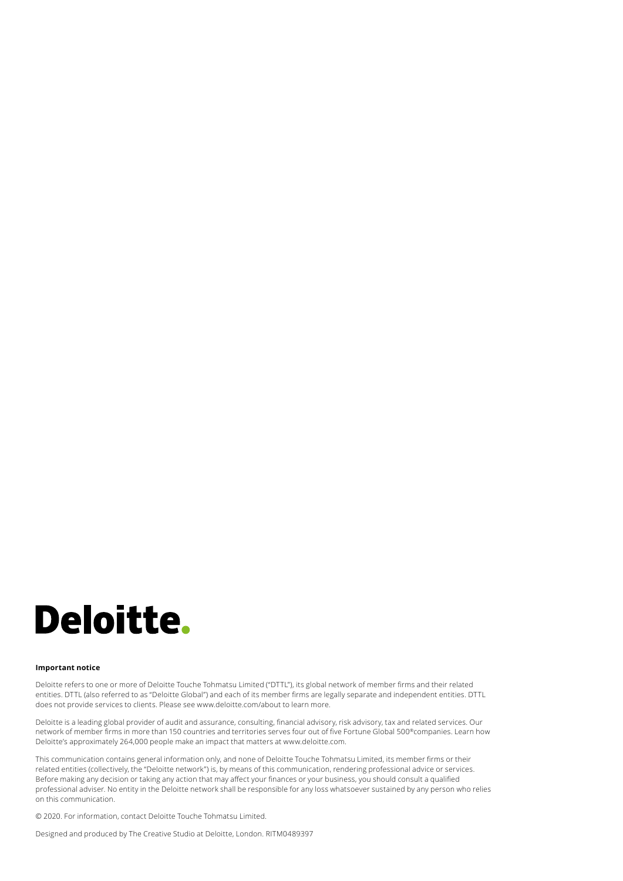Deloitte.

**Important notice**

Deloitte refers to one or more of Deloitte Touche Tohmatsu Limited ("DTTL"), its global network of member firms and their related entities. DTTL (also referred to as "Deloitte Global") and each of its member firms are legally separate and independent entities. DTTL does not provide services to clients. Please see www.deloitte.com/about to learn more.

Deloitte is a leading global provider of audit and assurance, consulting, financial advisory, risk advisory, tax and related services. Our network of member firms in more than 150 countries and territories serves four out of five Fortune Global 500®companies. Learn how Deloitte's approximately 264,000 people make an impact that matters at www.deloitte.com.

This communication contains general information only, and none of Deloitte Touche Tohmatsu Limited, its member firms or their related entities (collectively, the "Deloitte network") is, by means of this communication, rendering professional advice or services. Before making any decision or taking any action that may affect your finances or your business, you should consult a qualified professional adviser. No entity in the Deloitte network shall be responsible for any loss whatsoever sustained by any person who relies on this communication.

© 2020. For information, contact Deloitte Touche Tohmatsu Limited.

Designed and produced by The Creative Studio at Deloitte, London. RITM0489397